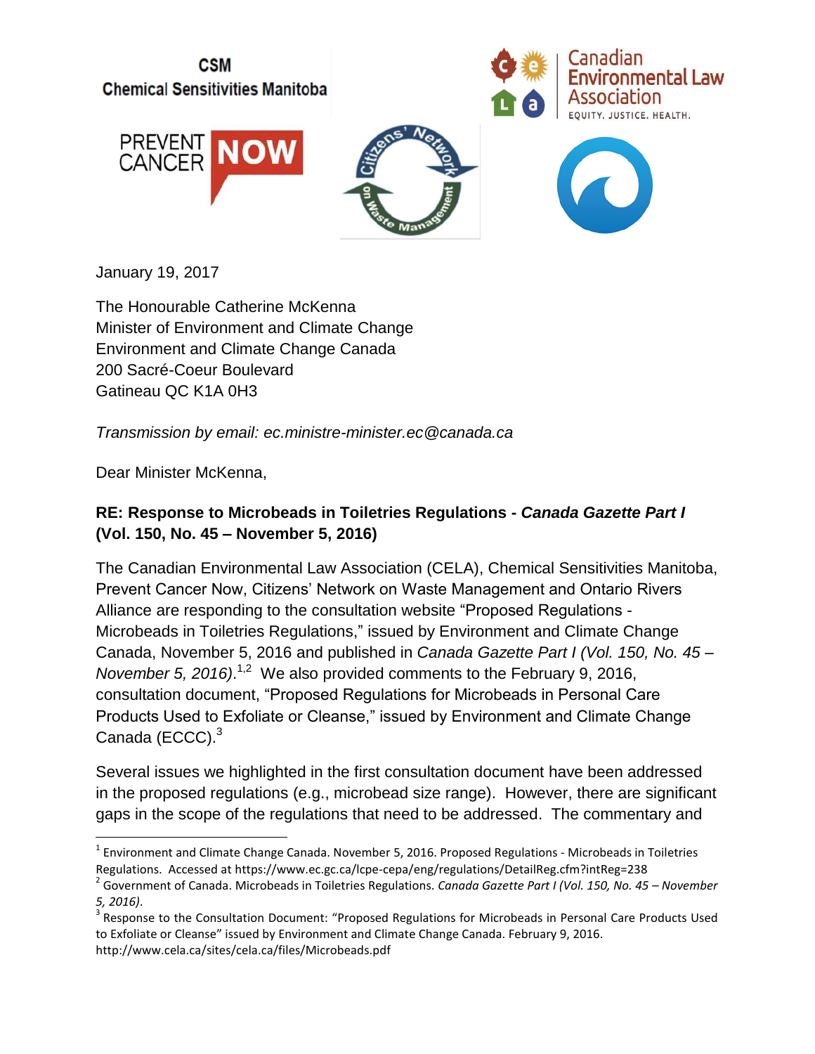CSM
Chemical Sensitivities Manitoba

Canadian Environmental Law Association
EQUITY. JUSTICE. HEALTH.

PREVENT CANCER NOW

Citizens' Network on Waste Management

January 19, 2017

The Honourable Catherine McKenna
Minister of Environment and Climate Change
Environment and Climate Change Canada
200 Sacré-Coeur Boulevard
Gatineau QC K1A 0H3

*Transmission by email: ec.ministre-minister.ec@canada.ca*

Dear Minister McKenna,

**RE: Response to Microbeads in Toiletries Regulations - *Canada Gazette Part I* (Vol. 150, No. 45 – November 5, 2016)**

The Canadian Environmental Law Association (CELA), Chemical Sensitivities Manitoba, Prevent Cancer Now, Citizens' Network on Waste Management and Ontario Rivers Alliance are responding to the consultation website "Proposed Regulations - Microbeads in Toiletries Regulations," issued by Environment and Climate Change Canada, November 5, 2016 and published in *Canada Gazette Part I (Vol. 150, No. 45 – November 5, 2016)*.[1,2] We also provided comments to the February 9, 2016, consultation document, "Proposed Regulations for Microbeads in Personal Care Products Used to Exfoliate or Cleanse," issued by Environment and Climate Change Canada (ECCC).[3]

Several issues we highlighted in the first consultation document have been addressed in the proposed regulations (e.g., microbead size range). However, there are significant gaps in the scope of the regulations that need to be addressed. The commentary and

---

[1] Environment and Climate Change Canada. November 5, 2016. Proposed Regulations - Microbeads in Toiletries Regulations. Accessed at https://www.ec.gc.ca/lcpe-cepa/eng/regulations/DetailReg.cfm?intReg=238

[2] Government of Canada. Microbeads in Toiletries Regulations. *Canada Gazette Part I (Vol. 150, No. 45 – November 5, 2016).*

[3] Response to the Consultation Document: "Proposed Regulations for Microbeads in Personal Care Products Used to Exfoliate or Cleanse" issued by Environment and Climate Change Canada. February 9, 2016. http://www.cela.ca/sites/cela.ca/files/Microbeads.pdf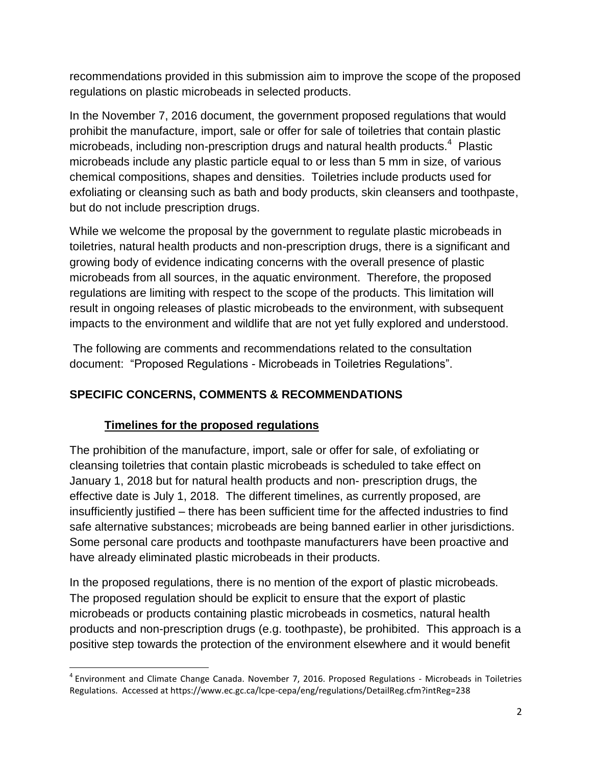recommendations provided in this submission aim to improve the scope of the proposed regulations on plastic microbeads in selected products.

In the November 7, 2016 document, the government proposed regulations that would prohibit the manufacture, import, sale or offer for sale of toiletries that contain plastic microbeads, including non-prescription drugs and natural health products.[4] Plastic microbeads include any plastic particle equal to or less than 5 mm in size, of various chemical compositions, shapes and densities. Toiletries include products used for exfoliating or cleansing such as bath and body products, skin cleansers and toothpaste, but do not include prescription drugs.

While we welcome the proposal by the government to regulate plastic microbeads in toiletries, natural health products and non-prescription drugs, there is a significant and growing body of evidence indicating concerns with the overall presence of plastic microbeads from all sources, in the aquatic environment. Therefore, the proposed regulations are limiting with respect to the scope of the products. This limitation will result in ongoing releases of plastic microbeads to the environment, with subsequent impacts to the environment and wildlife that are not yet fully explored and understood.

The following are comments and recommendations related to the consultation document: "Proposed Regulations - Microbeads in Toiletries Regulations".

## SPECIFIC CONCERNS, COMMENTS & RECOMMENDATIONS

### Timelines for the proposed regulations

The prohibition of the manufacture, import, sale or offer for sale, of exfoliating or cleansing toiletries that contain plastic microbeads is scheduled to take effect on January 1, 2018 but for natural health products and non- prescription drugs, the effective date is July 1, 2018. The different timelines, as currently proposed, are insufficiently justified – there has been sufficient time for the affected industries to find safe alternative substances; microbeads are being banned earlier in other jurisdictions. Some personal care products and toothpaste manufacturers have been proactive and have already eliminated plastic microbeads in their products.

In the proposed regulations, there is no mention of the export of plastic microbeads. The proposed regulation should be explicit to ensure that the export of plastic microbeads or products containing plastic microbeads in cosmetics, natural health products and non-prescription drugs (e.g. toothpaste), be prohibited. This approach is a positive step towards the protection of the environment elsewhere and it would benefit

[4] Environment and Climate Change Canada. November 7, 2016. Proposed Regulations - Microbeads in Toiletries Regulations. Accessed at https://www.ec.gc.ca/lcpe-cepa/eng/regulations/DetailReg.cfm?intReg=238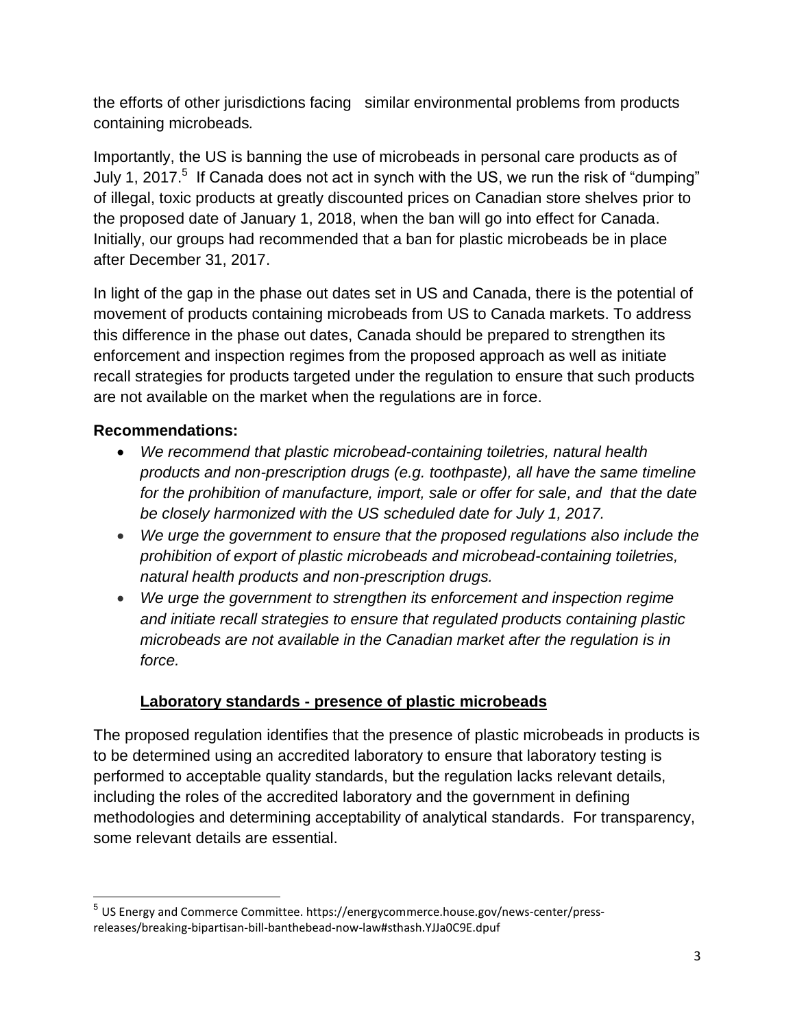the efforts of other jurisdictions facing similar environmental problems from products containing microbeads*.*

Importantly, the US is banning the use of microbeads in personal care products as of July 1, 2017.[5] If Canada does not act in synch with the US, we run the risk of "dumping" of illegal, toxic products at greatly discounted prices on Canadian store shelves prior to the proposed date of January 1, 2018, when the ban will go into effect for Canada. Initially, our groups had recommended that a ban for plastic microbeads be in place after December 31, 2017.

In light of the gap in the phase out dates set in US and Canada, there is the potential of movement of products containing microbeads from US to Canada markets. To address this difference in the phase out dates, Canada should be prepared to strengthen its enforcement and inspection regimes from the proposed approach as well as initiate recall strategies for products targeted under the regulation to ensure that such products are not available on the market when the regulations are in force.

**Recommendations:**

- *We recommend that plastic microbead-containing toiletries, natural health products and non-prescription drugs (e.g. toothpaste), all have the same timeline for the prohibition of manufacture, import, sale or offer for sale, and that the date be closely harmonized with the US scheduled date for July 1, 2017.*
- *We urge the government to ensure that the proposed regulations also include the prohibition of export of plastic microbeads and microbead-containing toiletries, natural health products and non-prescription drugs.*
- *We urge the government to strengthen its enforcement and inspection regime and initiate recall strategies to ensure that regulated products containing plastic microbeads are not available in the Canadian market after the regulation is in force.*

## Laboratory standards - presence of plastic microbeads

The proposed regulation identifies that the presence of plastic microbeads in products is to be determined using an accredited laboratory to ensure that laboratory testing is performed to acceptable quality standards, but the regulation lacks relevant details, including the roles of the accredited laboratory and the government in defining methodologies and determining acceptability of analytical standards. For transparency, some relevant details are essential.

[5] US Energy and Commerce Committee. https://energycommerce.house.gov/news-center/press-releases/breaking-bipartisan-bill-banthebead-now-law#sthash.YJJa0C9E.dpuf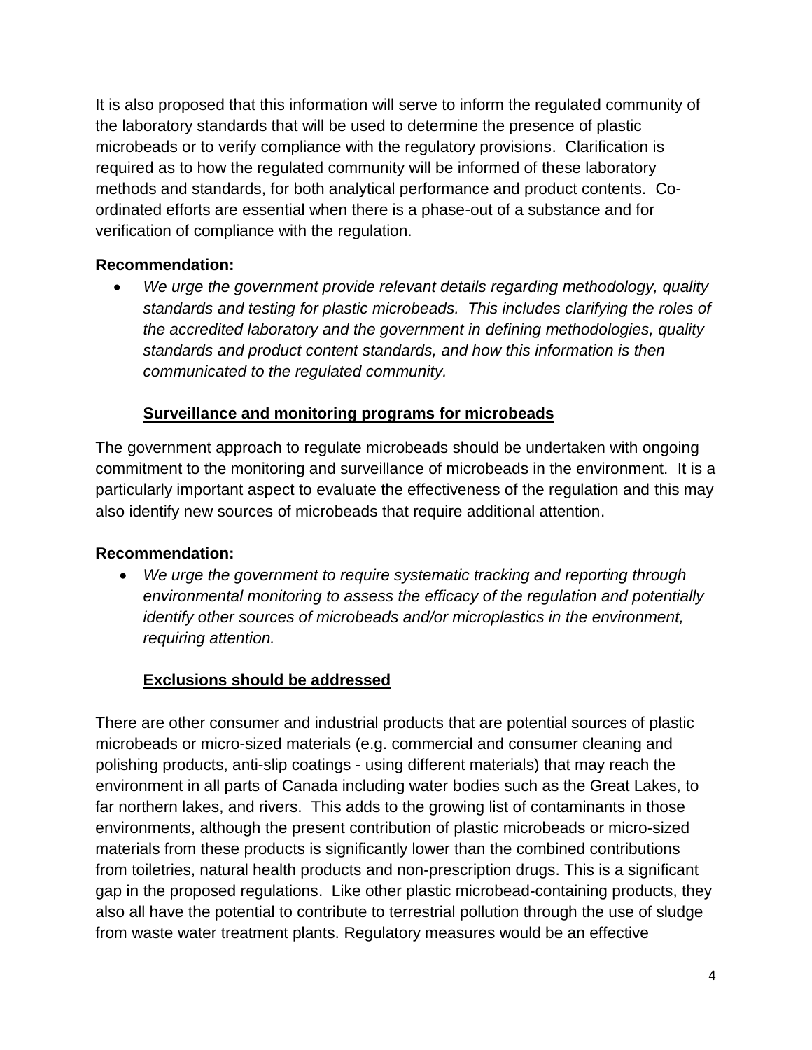It is also proposed that this information will serve to inform the regulated community of the laboratory standards that will be used to determine the presence of plastic microbeads or to verify compliance with the regulatory provisions. Clarification is required as to how the regulated community will be informed of these laboratory methods and standards, for both analytical performance and product contents. Co-ordinated efforts are essential when there is a phase-out of a substance and for verification of compliance with the regulation.

**Recommendation:**

- *We urge the government provide relevant details regarding methodology, quality standards and testing for plastic microbeads. This includes clarifying the roles of the accredited laboratory and the government in defining methodologies, quality standards and product content standards, and how this information is then communicated to the regulated community.*

**Surveillance and monitoring programs for microbeads**

The government approach to regulate microbeads should be undertaken with ongoing commitment to the monitoring and surveillance of microbeads in the environment. It is a particularly important aspect to evaluate the effectiveness of the regulation and this may also identify new sources of microbeads that require additional attention.

**Recommendation:**

- *We urge the government to require systematic tracking and reporting through environmental monitoring to assess the efficacy of the regulation and potentially identify other sources of microbeads and/or microplastics in the environment, requiring attention.*

**Exclusions should be addressed**

There are other consumer and industrial products that are potential sources of plastic microbeads or micro-sized materials (e.g. commercial and consumer cleaning and polishing products, anti-slip coatings - using different materials) that may reach the environment in all parts of Canada including water bodies such as the Great Lakes, to far northern lakes, and rivers. This adds to the growing list of contaminants in those environments, although the present contribution of plastic microbeads or micro-sized materials from these products is significantly lower than the combined contributions from toiletries, natural health products and non-prescription drugs. This is a significant gap in the proposed regulations. Like other plastic microbead-containing products, they also all have the potential to contribute to terrestrial pollution through the use of sludge from waste water treatment plants. Regulatory measures would be an effective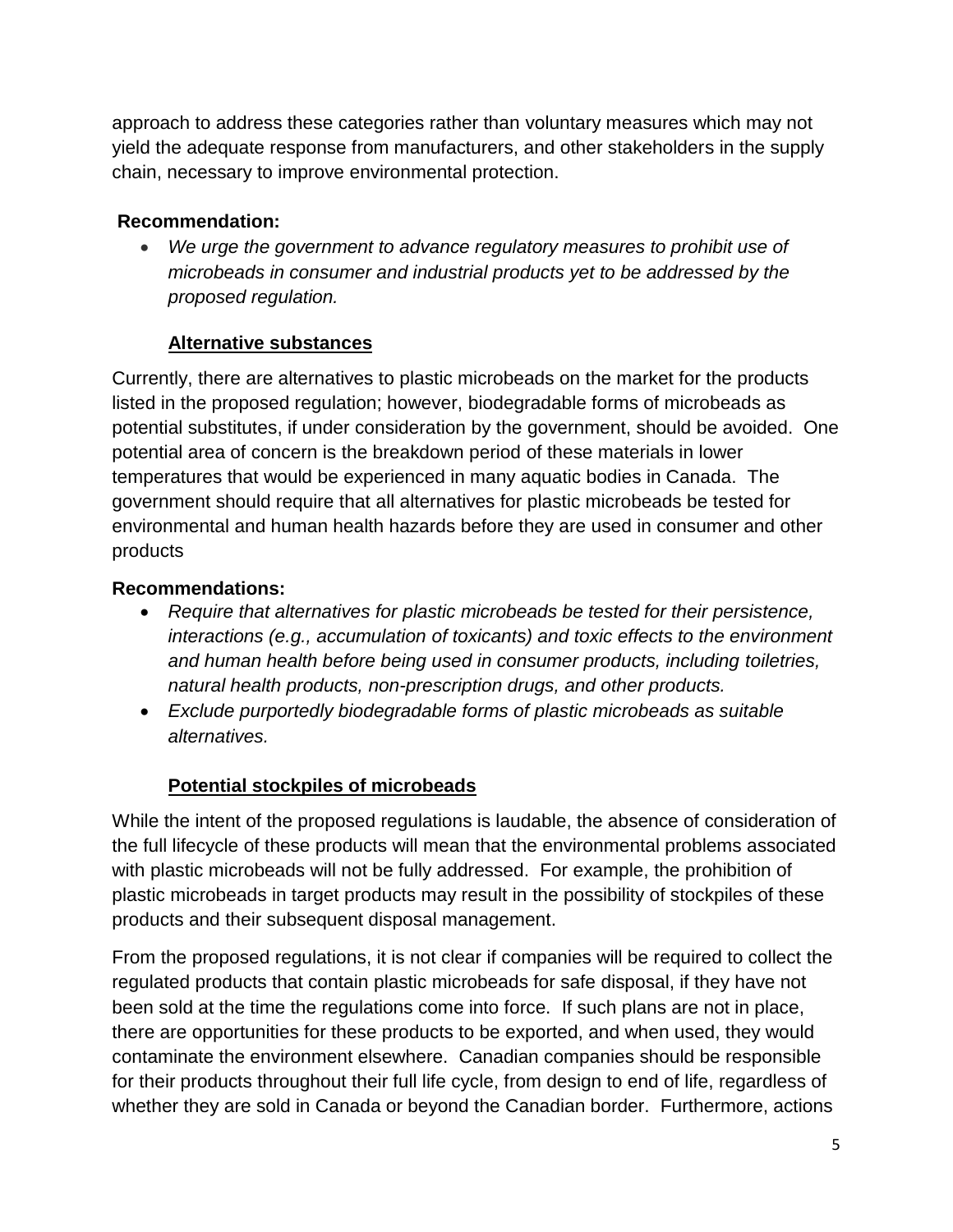approach to address these categories rather than voluntary measures which may not yield the adequate response from manufacturers, and other stakeholders in the supply chain, necessary to improve environmental protection.

**Recommendation:**

- *We urge the government to advance regulatory measures to prohibit use of microbeads in consumer and industrial products yet to be addressed by the proposed regulation.*

### Alternative substances

Currently, there are alternatives to plastic microbeads on the market for the products listed in the proposed regulation; however, biodegradable forms of microbeads as potential substitutes, if under consideration by the government, should be avoided. One potential area of concern is the breakdown period of these materials in lower temperatures that would be experienced in many aquatic bodies in Canada. The government should require that all alternatives for plastic microbeads be tested for environmental and human health hazards before they are used in consumer and other products

**Recommendations:**

- *Require that alternatives for plastic microbeads be tested for their persistence, interactions (e.g., accumulation of toxicants) and toxic effects to the environment and human health before being used in consumer products, including toiletries, natural health products, non-prescription drugs, and other products.*
- *Exclude purportedly biodegradable forms of plastic microbeads as suitable alternatives.*

### Potential stockpiles of microbeads

While the intent of the proposed regulations is laudable, the absence of consideration of the full lifecycle of these products will mean that the environmental problems associated with plastic microbeads will not be fully addressed. For example, the prohibition of plastic microbeads in target products may result in the possibility of stockpiles of these products and their subsequent disposal management.

From the proposed regulations, it is not clear if companies will be required to collect the regulated products that contain plastic microbeads for safe disposal, if they have not been sold at the time the regulations come into force. If such plans are not in place, there are opportunities for these products to be exported, and when used, they would contaminate the environment elsewhere. Canadian companies should be responsible for their products throughout their full life cycle, from design to end of life, regardless of whether they are sold in Canada or beyond the Canadian border. Furthermore, actions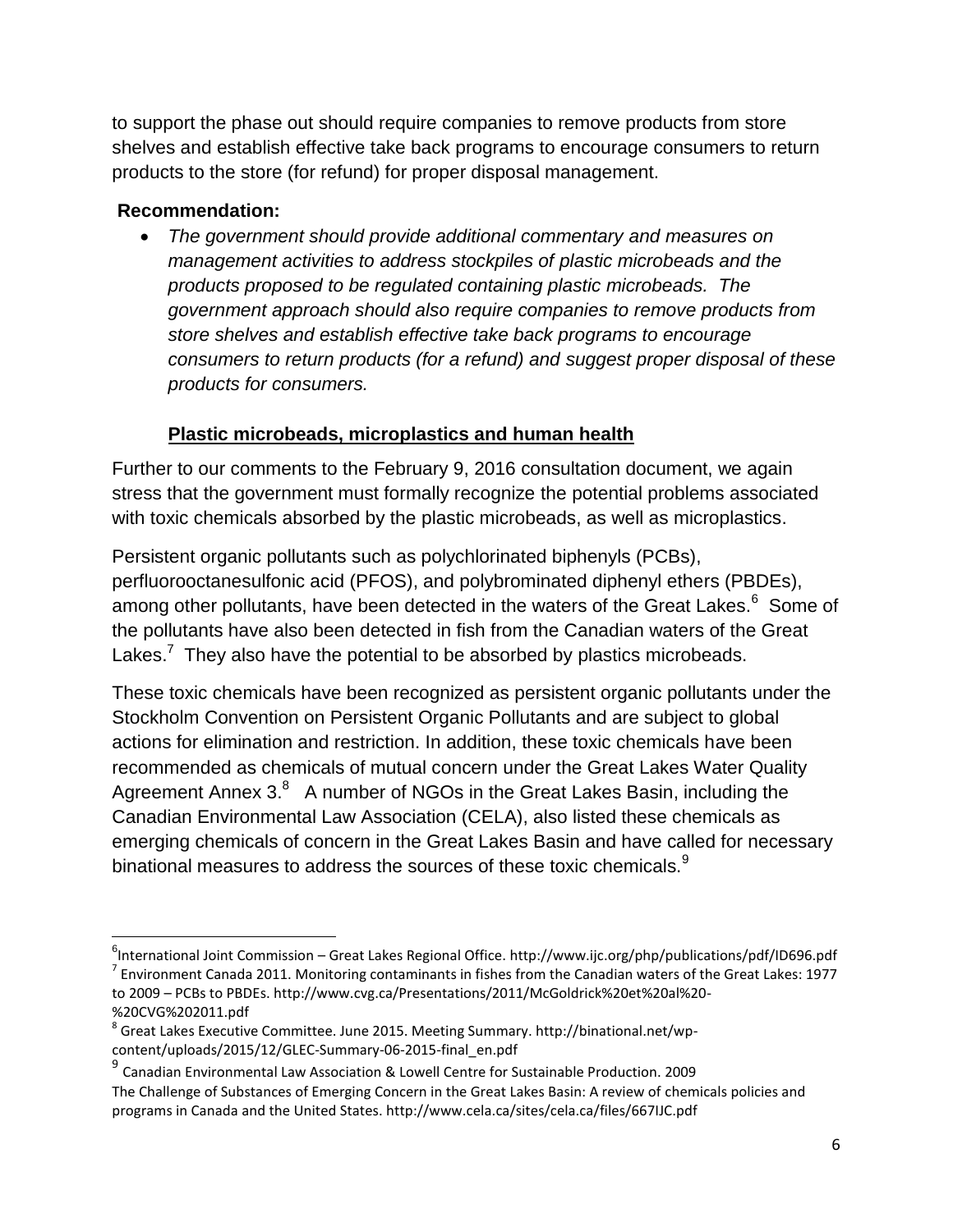to support the phase out should require companies to remove products from store shelves and establish effective take back programs to encourage consumers to return products to the store (for refund) for proper disposal management.

**Recommendation:**

- *The government should provide additional commentary and measures on management activities to address stockpiles of plastic microbeads and the products proposed to be regulated containing plastic microbeads. The government approach should also require companies to remove products from store shelves and establish effective take back programs to encourage consumers to return products (for a refund) and suggest proper disposal of these products for consumers.*

## Plastic microbeads, microplastics and human health

Further to our comments to the February 9, 2016 consultation document, we again stress that the government must formally recognize the potential problems associated with toxic chemicals absorbed by the plastic microbeads, as well as microplastics.

Persistent organic pollutants such as polychlorinated biphenyls (PCBs), perfluorooctanesulfonic acid (PFOS), and polybrominated diphenyl ethers (PBDEs), among other pollutants, have been detected in the waters of the Great Lakes.[6] Some of the pollutants have also been detected in fish from the Canadian waters of the Great Lakes.[7] They also have the potential to be absorbed by plastics microbeads.

These toxic chemicals have been recognized as persistent organic pollutants under the Stockholm Convention on Persistent Organic Pollutants and are subject to global actions for elimination and restriction. In addition, these toxic chemicals have been recommended as chemicals of mutual concern under the Great Lakes Water Quality Agreement Annex 3.[8] A number of NGOs in the Great Lakes Basin, including the Canadian Environmental Law Association (CELA), also listed these chemicals as emerging chemicals of concern in the Great Lakes Basin and have called for necessary binational measures to address the sources of these toxic chemicals.[9]

---

[6] International Joint Commission – Great Lakes Regional Office. http://www.ijc.org/php/publications/pdf/ID696.pdf

[7] Environment Canada 2011. Monitoring contaminants in fishes from the Canadian waters of the Great Lakes: 1977 to 2009 – PCBs to PBDEs. http://www.cvg.ca/Presentations/2011/McGoldrick%20et%20al%20-%20CVG%202011.pdf

[8] Great Lakes Executive Committee. June 2015. Meeting Summary. http://binational.net/wp-content/uploads/2015/12/GLEC-Summary-06-2015-final_en.pdf

[9] Canadian Environmental Law Association & Lowell Centre for Sustainable Production. 2009 The Challenge of Substances of Emerging Concern in the Great Lakes Basin: A review of chemicals policies and programs in Canada and the United States. http://www.cela.ca/sites/cela.ca/files/667IJC.pdf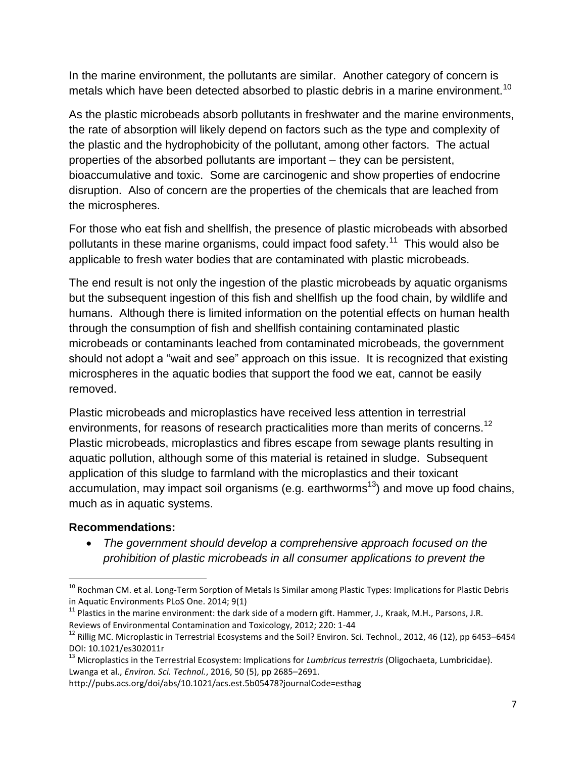In the marine environment, the pollutants are similar. Another category of concern is metals which have been detected absorbed to plastic debris in a marine environment.[10]

As the plastic microbeads absorb pollutants in freshwater and the marine environments, the rate of absorption will likely depend on factors such as the type and complexity of the plastic and the hydrophobicity of the pollutant, among other factors. The actual properties of the absorbed pollutants are important – they can be persistent, bioaccumulative and toxic. Some are carcinogenic and show properties of endocrine disruption. Also of concern are the properties of the chemicals that are leached from the microspheres.

For those who eat fish and shellfish, the presence of plastic microbeads with absorbed pollutants in these marine organisms, could impact food safety.[11] This would also be applicable to fresh water bodies that are contaminated with plastic microbeads.

The end result is not only the ingestion of the plastic microbeads by aquatic organisms but the subsequent ingestion of this fish and shellfish up the food chain, by wildlife and humans. Although there is limited information on the potential effects on human health through the consumption of fish and shellfish containing contaminated plastic microbeads or contaminants leached from contaminated microbeads, the government should not adopt a "wait and see" approach on this issue. It is recognized that existing microspheres in the aquatic bodies that support the food we eat, cannot be easily removed.

Plastic microbeads and microplastics have received less attention in terrestrial environments, for reasons of research practicalities more than merits of concerns.[12] Plastic microbeads, microplastics and fibres escape from sewage plants resulting in aquatic pollution, although some of this material is retained in sludge. Subsequent application of this sludge to farmland with the microplastics and their toxicant accumulation, may impact soil organisms (e.g. earthworms[13]) and move up food chains, much as in aquatic systems.

**Recommendations:**

- *The government should develop a comprehensive approach focused on the prohibition of plastic microbeads in all consumer applications to prevent the*

---

[10] Rochman CM. et al. Long-Term Sorption of Metals Is Similar among Plastic Types: Implications for Plastic Debris in Aquatic Environments PLoS One. 2014; 9(1)

[11] Plastics in the marine environment: the dark side of a modern gift. Hammer, J., Kraak, M.H., Parsons, J.R. Reviews of Environmental Contamination and Toxicology, 2012; 220: 1-44

[12] Rillig MC. Microplastic in Terrestrial Ecosystems and the Soil? Environ. Sci. Technol., 2012, 46 (12), pp 6453–6454 DOI: 10.1021/es302011r

[13] Microplastics in the Terrestrial Ecosystem: Implications for *Lumbricus terrestris* (Oligochaeta, Lumbricidae). Lwanga et al., *Environ. Sci. Technol.*, 2016, 50 (5), pp 2685–2691. http://pubs.acs.org/doi/abs/10.1021/acs.est.5b05478?journalCode=esthag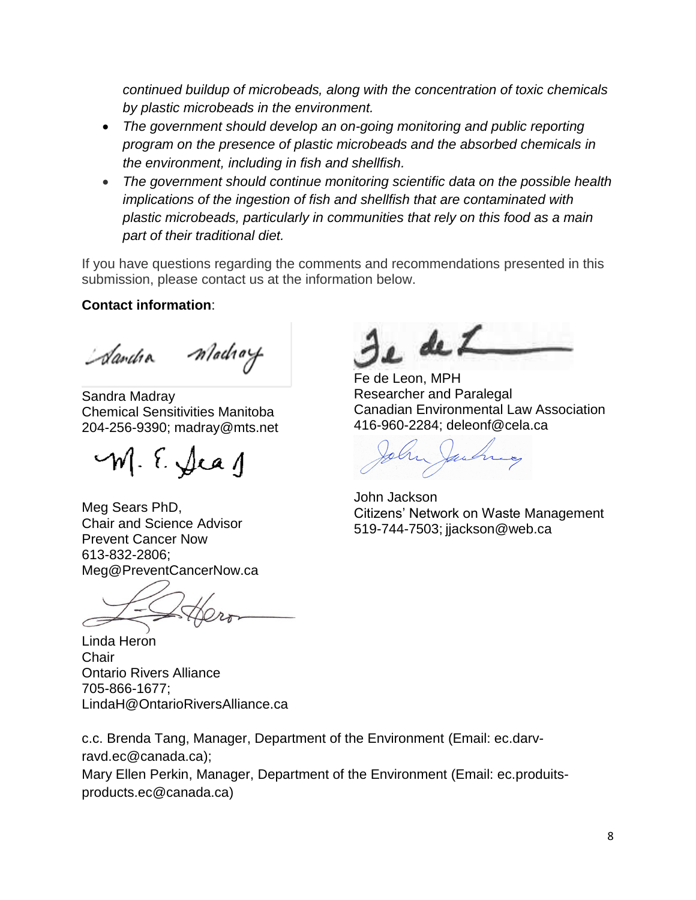*continued buildup of microbeads, along with the concentration of toxic chemicals by plastic microbeads in the environment.*

- *The government should develop an on-going monitoring and public reporting program on the presence of plastic microbeads and the absorbed chemicals in the environment, including in fish and shellfish.*
- *The government should continue monitoring scientific data on the possible health implications of the ingestion of fish and shellfish that are contaminated with plastic microbeads, particularly in communities that rely on this food as a main part of their traditional diet.*

If you have questions regarding the comments and recommendations presented in this submission, please contact us at the information below.

**Contact information**:

Sandra Madray
Chemical Sensitivities Manitoba
204-256-9390; madray@mts.net

Meg Sears PhD,
Chair and Science Advisor
Prevent Cancer Now
613-832-2806;
Meg@PreventCancerNow.ca

Linda Heron
Chair
Ontario Rivers Alliance
705-866-1677;
LindaH@OntarioRiversAlliance.ca

Fe de Leon, MPH
Researcher and Paralegal
Canadian Environmental Law Association
416-960-2284; deleonf@cela.ca

John Jackson
Citizens' Network on Waste Management
519-744-7503; jjackson@web.ca

c.c. Brenda Tang, Manager, Department of the Environment (Email: ec.darv-ravd.ec@canada.ca);
Mary Ellen Perkin, Manager, Department of the Environment (Email: ec.produits-products.ec@canada.ca)